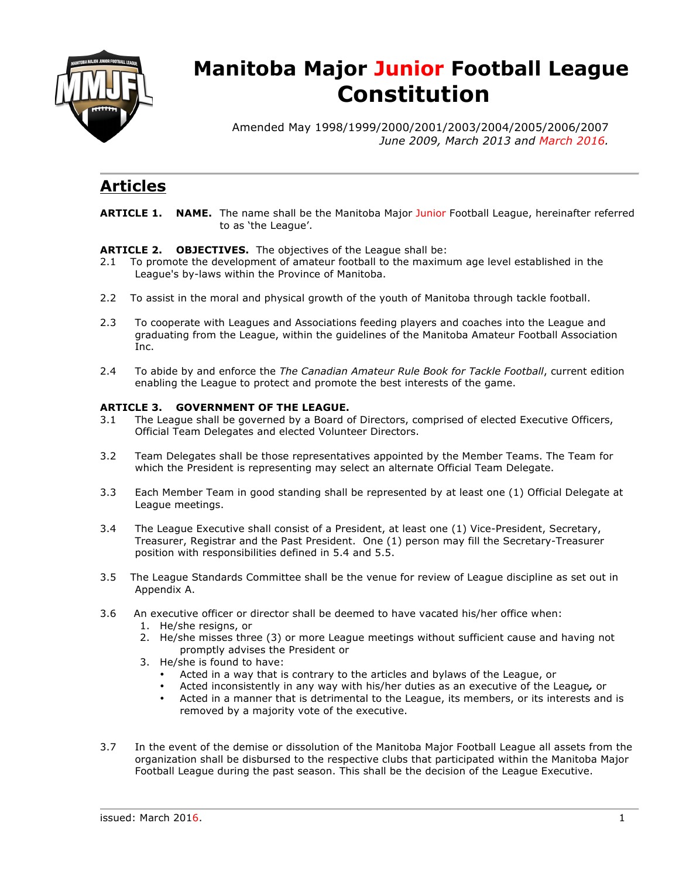# Manitoba Major Junior Football League Constitution

Amended May 1998/1999/2000/2001/2003/2004/2005/2006/2007
*June 2009, March 2013 and March 2016.*

## Articles

**ARTICLE 1. NAME.** The name shall be the Manitoba Major Junior Football League, hereinafter referred to as 'the League'.

**ARTICLE 2. OBJECTIVES.** The objectives of the League shall be:

2.1 To promote the development of amateur football to the maximum age level established in the League's by-laws within the Province of Manitoba.

2.2 To assist in the moral and physical growth of the youth of Manitoba through tackle football.

2.3 To cooperate with Leagues and Associations feeding players and coaches into the League and graduating from the League, within the guidelines of the Manitoba Amateur Football Association Inc.

2.4 To abide by and enforce the *The Canadian Amateur Rule Book for Tackle Football*, current edition enabling the League to protect and promote the best interests of the game.

**ARTICLE 3. GOVERNMENT OF THE LEAGUE.**

3.1 The League shall be governed by a Board of Directors, comprised of elected Executive Officers, Official Team Delegates and elected Volunteer Directors.

3.2 Team Delegates shall be those representatives appointed by the Member Teams. The Team for which the President is representing may select an alternate Official Team Delegate.

3.3 Each Member Team in good standing shall be represented by at least one (1) Official Delegate at League meetings.

3.4 The League Executive shall consist of a President, at least one (1) Vice-President, Secretary, Treasurer, Registrar and the Past President. One (1) person may fill the Secretary-Treasurer position with responsibilities defined in 5.4 and 5.5.

3.5 The League Standards Committee shall be the venue for review of League discipline as set out in Appendix A.

3.6 An executive officer or director shall be deemed to have vacated his/her office when:

1. He/she resigns, or
2. He/she misses three (3) or more League meetings without sufficient cause and having not promptly advises the President or
3. He/she is found to have:
   - Acted in a way that is contrary to the articles and bylaws of the League, or
   - Acted inconsistently in any way with his/her duties as an executive of the League, or
   - Acted in a manner that is detrimental to the League, its members, or its interests and is removed by a majority vote of the executive.

3.7 In the event of the demise or dissolution of the Manitoba Major Football League all assets from the organization shall be disbursed to the respective clubs that participated within the Manitoba Major Football League during the past season. This shall be the decision of the League Executive.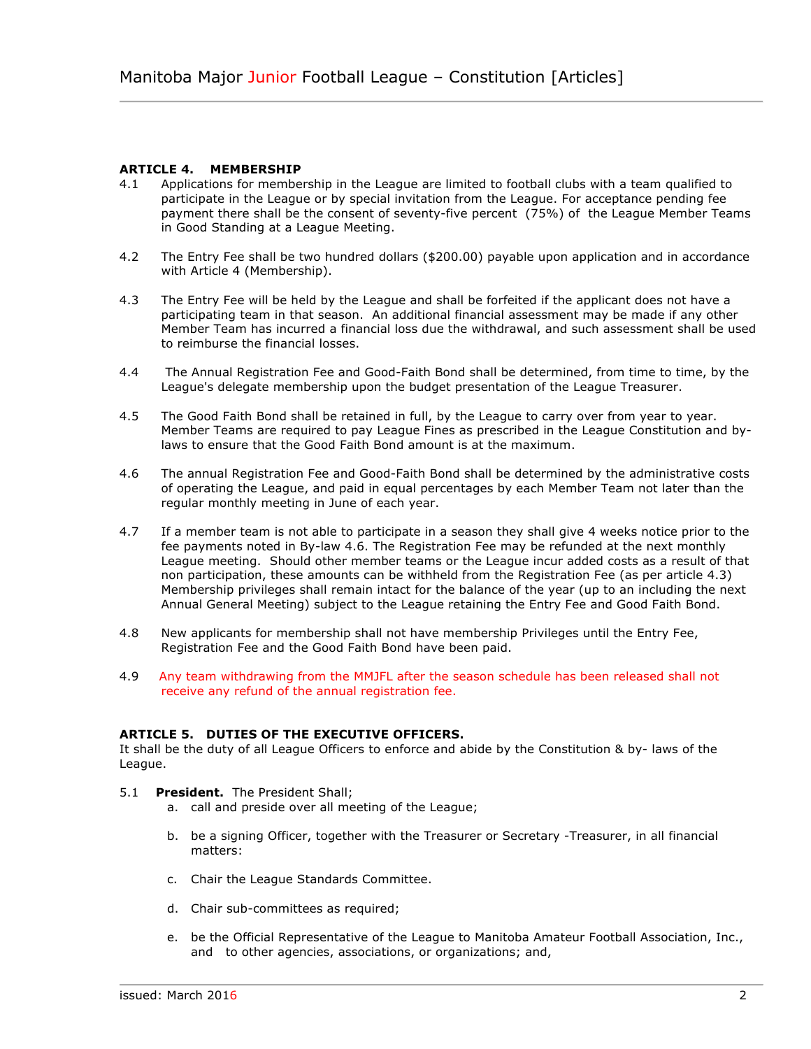**ARTICLE 4. MEMBERSHIP**

4.1 Applications for membership in the League are limited to football clubs with a team qualified to participate in the League or by special invitation from the League. For acceptance pending fee payment there shall be the consent of seventy-five percent (75%) of the League Member Teams in Good Standing at a League Meeting.

4.2 The Entry Fee shall be two hundred dollars ($200.00) payable upon application and in accordance with Article 4 (Membership).

4.3 The Entry Fee will be held by the League and shall be forfeited if the applicant does not have a participating team in that season. An additional financial assessment may be made if any other Member Team has incurred a financial loss due the withdrawal, and such assessment shall be used to reimburse the financial losses.

4.4 The Annual Registration Fee and Good-Faith Bond shall be determined, from time to time, by the League's delegate membership upon the budget presentation of the League Treasurer.

4.5 The Good Faith Bond shall be retained in full, by the League to carry over from year to year. Member Teams are required to pay League Fines as prescribed in the League Constitution and by-laws to ensure that the Good Faith Bond amount is at the maximum.

4.6 The annual Registration Fee and Good-Faith Bond shall be determined by the administrative costs of operating the League, and paid in equal percentages by each Member Team not later than the regular monthly meeting in June of each year.

4.7 If a member team is not able to participate in a season they shall give 4 weeks notice prior to the fee payments noted in By-law 4.6. The Registration Fee may be refunded at the next monthly League meeting. Should other member teams or the League incur added costs as a result of that non participation, these amounts can be withheld from the Registration Fee (as per article 4.3) Membership privileges shall remain intact for the balance of the year (up to an including the next Annual General Meeting) subject to the League retaining the Entry Fee and Good Faith Bond.

4.8 New applicants for membership shall not have membership Privileges until the Entry Fee, Registration Fee and the Good Faith Bond have been paid.

4.9 Any team withdrawing from the MMJFL after the season schedule has been released shall not receive any refund of the annual registration fee.

**ARTICLE 5. DUTIES OF THE EXECUTIVE OFFICERS.**

It shall be the duty of all League Officers to enforce and abide by the Constitution & by- laws of the League.

5.1 **President.** The President Shall;

a. call and preside over all meeting of the League;

b. be a signing Officer, together with the Treasurer or Secretary -Treasurer, in all financial matters:

c. Chair the League Standards Committee.

d. Chair sub-committees as required;

e. be the Official Representative of the League to Manitoba Amateur Football Association, Inc., and to other agencies, associations, or organizations; and,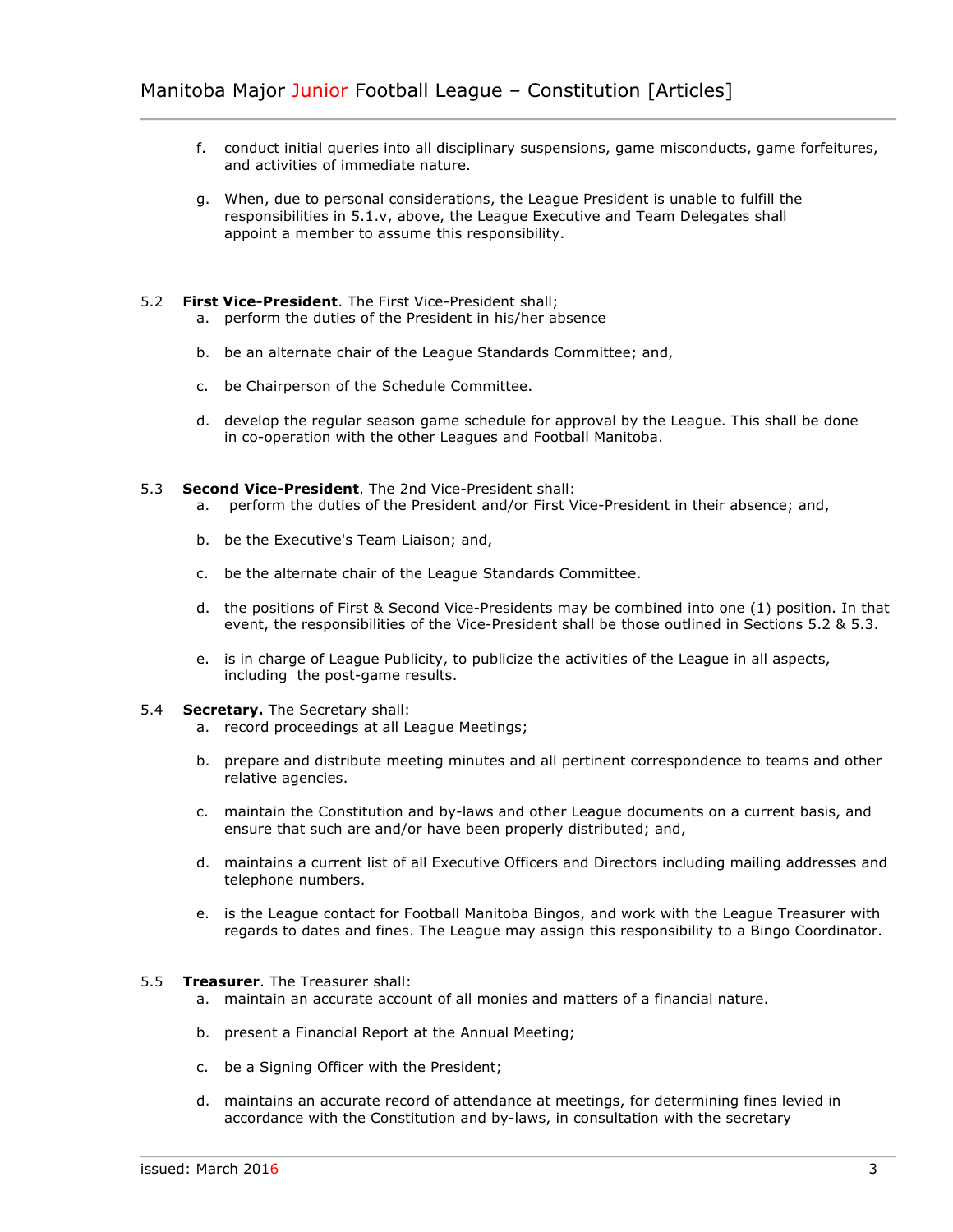f. conduct initial queries into all disciplinary suspensions, game misconducts, game forfeitures, and activities of immediate nature.

g. When, due to personal considerations, the League President is unable to fulfill the responsibilities in 5.1.v, above, the League Executive and Team Delegates shall appoint a member to assume this responsibility.

5.2 **First Vice-President**. The First Vice-President shall;

a. perform the duties of the President in his/her absence

b. be an alternate chair of the League Standards Committee; and,

c. be Chairperson of the Schedule Committee.

d. develop the regular season game schedule for approval by the League. This shall be done in co-operation with the other Leagues and Football Manitoba.

5.3 **Second Vice-President**. The 2nd Vice-President shall:

a. perform the duties of the President and/or First Vice-President in their absence; and,

b. be the Executive's Team Liaison; and,

c. be the alternate chair of the League Standards Committee.

d. the positions of First & Second Vice-Presidents may be combined into one (1) position. In that event, the responsibilities of the Vice-President shall be those outlined in Sections 5.2 & 5.3.

e. is in charge of League Publicity, to publicize the activities of the League in all aspects, including the post-game results.

5.4 **Secretary.** The Secretary shall:

a. record proceedings at all League Meetings;

b. prepare and distribute meeting minutes and all pertinent correspondence to teams and other relative agencies.

c. maintain the Constitution and by-laws and other League documents on a current basis, and ensure that such are and/or have been properly distributed; and,

d. maintains a current list of all Executive Officers and Directors including mailing addresses and telephone numbers.

e. is the League contact for Football Manitoba Bingos, and work with the League Treasurer with regards to dates and fines. The League may assign this responsibility to a Bingo Coordinator.

5.5 **Treasurer**. The Treasurer shall:

a. maintain an accurate account of all monies and matters of a financial nature.

b. present a Financial Report at the Annual Meeting;

c. be a Signing Officer with the President;

d. maintains an accurate record of attendance at meetings, for determining fines levied in accordance with the Constitution and by-laws, in consultation with the secretary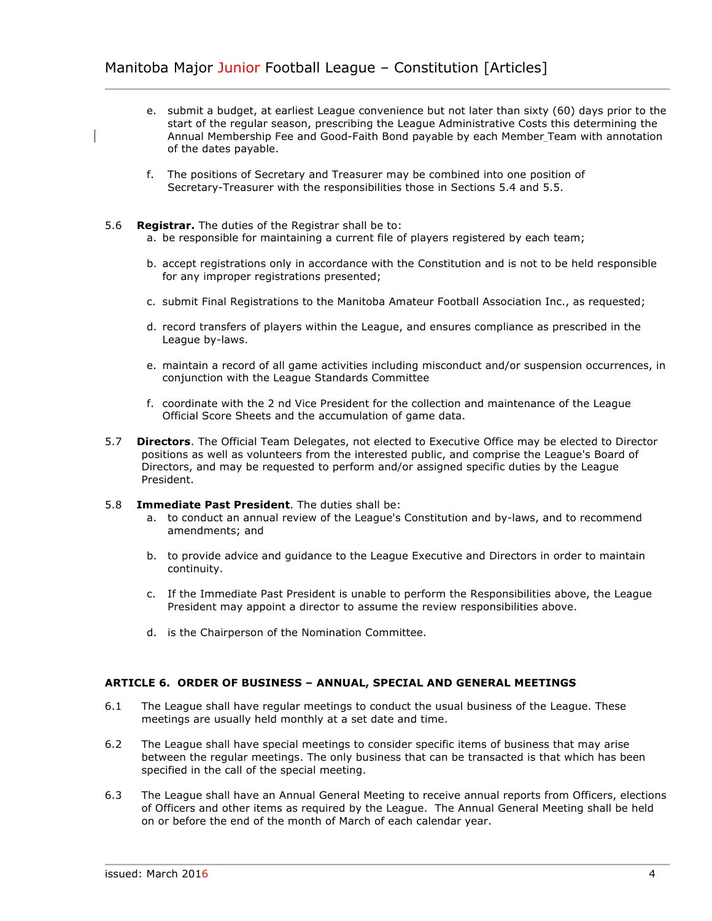e. submit a budget, at earliest League convenience but not later than sixty (60) days prior to the start of the regular season, prescribing the League Administrative Costs this determining the Annual Membership Fee and Good-Faith Bond payable by each Member Team with annotation of the dates payable.

f. The positions of Secretary and Treasurer may be combined into one position of Secretary-Treasurer with the responsibilities those in Sections 5.4 and 5.5.

5.6 **Registrar.** The duties of the Registrar shall be to:

a. be responsible for maintaining a current file of players registered by each team;

b. accept registrations only in accordance with the Constitution and is not to be held responsible for any improper registrations presented;

c. submit Final Registrations to the Manitoba Amateur Football Association Inc., as requested;

d. record transfers of players within the League, and ensures compliance as prescribed in the League by-laws.

e. maintain a record of all game activities including misconduct and/or suspension occurrences, in conjunction with the League Standards Committee

f. coordinate with the 2 nd Vice President for the collection and maintenance of the League Official Score Sheets and the accumulation of game data.

5.7 **Directors**. The Official Team Delegates, not elected to Executive Office may be elected to Director positions as well as volunteers from the interested public, and comprise the League's Board of Directors, and may be requested to perform and/or assigned specific duties by the League President.

5.8 **Immediate Past President**. The duties shall be:

a. to conduct an annual review of the League's Constitution and by-laws, and to recommend amendments; and

b. to provide advice and guidance to the League Executive and Directors in order to maintain continuity.

c. If the Immediate Past President is unable to perform the Responsibilities above, the League President may appoint a director to assume the review responsibilities above.

d. is the Chairperson of the Nomination Committee.

### ARTICLE 6. ORDER OF BUSINESS – ANNUAL, SPECIAL AND GENERAL MEETINGS

6.1 The League shall have regular meetings to conduct the usual business of the League. These meetings are usually held monthly at a set date and time.

6.2 The League shall have special meetings to consider specific items of business that may arise between the regular meetings. The only business that can be transacted is that which has been specified in the call of the special meeting.

6.3 The League shall have an Annual General Meeting to receive annual reports from Officers, elections of Officers and other items as required by the League. The Annual General Meeting shall be held on or before the end of the month of March of each calendar year.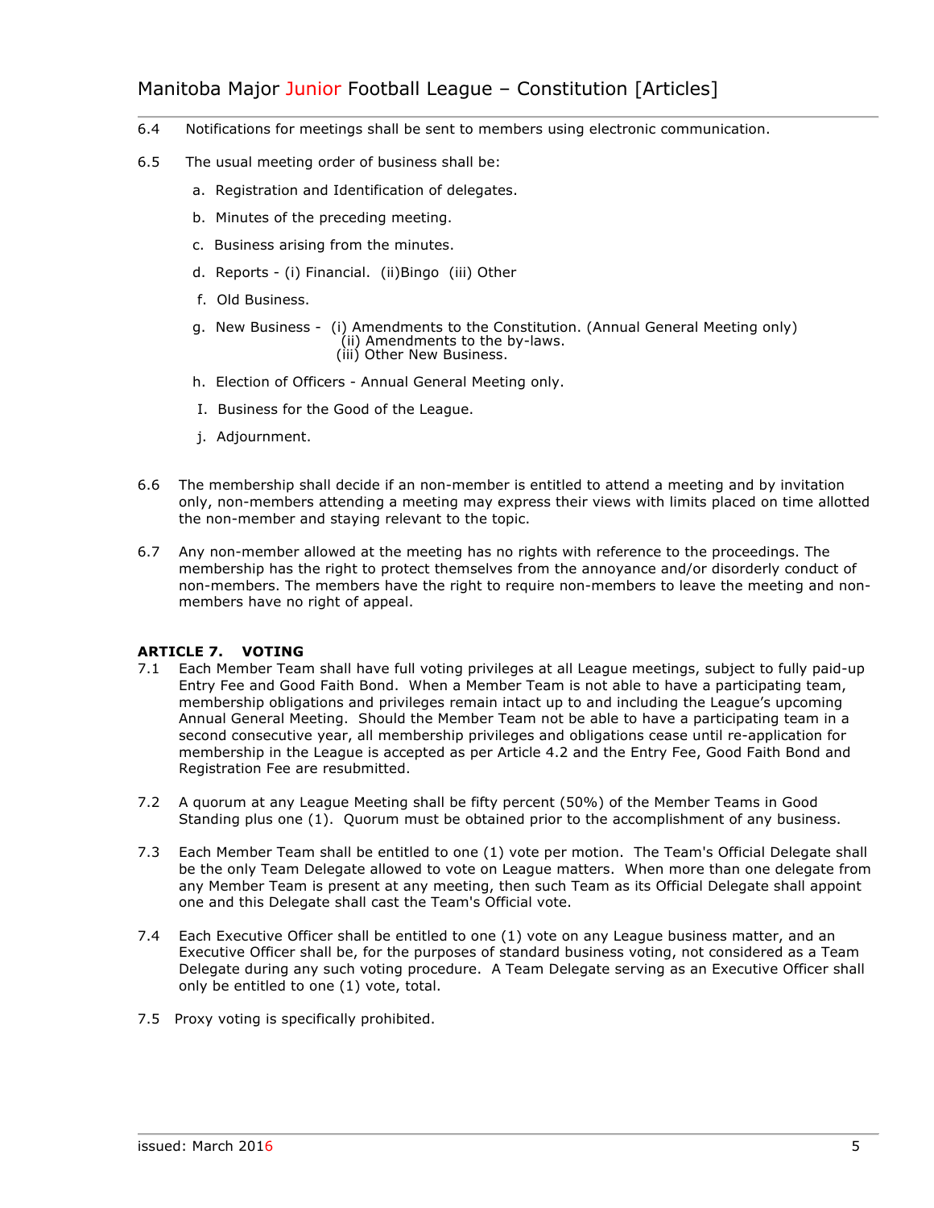6.4 Notifications for meetings shall be sent to members using electronic communication.

6.5 The usual meeting order of business shall be:

a. Registration and Identification of delegates.

b. Minutes of the preceding meeting.

c. Business arising from the minutes.

d. Reports - (i) Financial. (ii)Bingo (iii) Other

f. Old Business.

g. New Business - (i) Amendments to the Constitution. (Annual General Meeting only)
(ii) Amendments to the by-laws.
(iii) Other New Business.

h. Election of Officers - Annual General Meeting only.

I. Business for the Good of the League.

j. Adjournment.

6.6 The membership shall decide if an non-member is entitled to attend a meeting and by invitation only, non-members attending a meeting may express their views with limits placed on time allotted the non-member and staying relevant to the topic.

6.7 Any non-member allowed at the meeting has no rights with reference to the proceedings. The membership has the right to protect themselves from the annoyance and/or disorderly conduct of non-members. The members have the right to require non-members to leave the meeting and non-members have no right of appeal.

**ARTICLE 7. VOTING**

7.1 Each Member Team shall have full voting privileges at all League meetings, subject to fully paid-up Entry Fee and Good Faith Bond. When a Member Team is not able to have a participating team, membership obligations and privileges remain intact up to and including the League's upcoming Annual General Meeting. Should the Member Team not be able to have a participating team in a second consecutive year, all membership privileges and obligations cease until re-application for membership in the League is accepted as per Article 4.2 and the Entry Fee, Good Faith Bond and Registration Fee are resubmitted.

7.2 A quorum at any League Meeting shall be fifty percent (50%) of the Member Teams in Good Standing plus one (1). Quorum must be obtained prior to the accomplishment of any business.

7.3 Each Member Team shall be entitled to one (1) vote per motion. The Team's Official Delegate shall be the only Team Delegate allowed to vote on League matters. When more than one delegate from any Member Team is present at any meeting, then such Team as its Official Delegate shall appoint one and this Delegate shall cast the Team's Official vote.

7.4 Each Executive Officer shall be entitled to one (1) vote on any League business matter, and an Executive Officer shall be, for the purposes of standard business voting, not considered as a Team Delegate during any such voting procedure. A Team Delegate serving as an Executive Officer shall only be entitled to one (1) vote, total.

7.5 Proxy voting is specifically prohibited.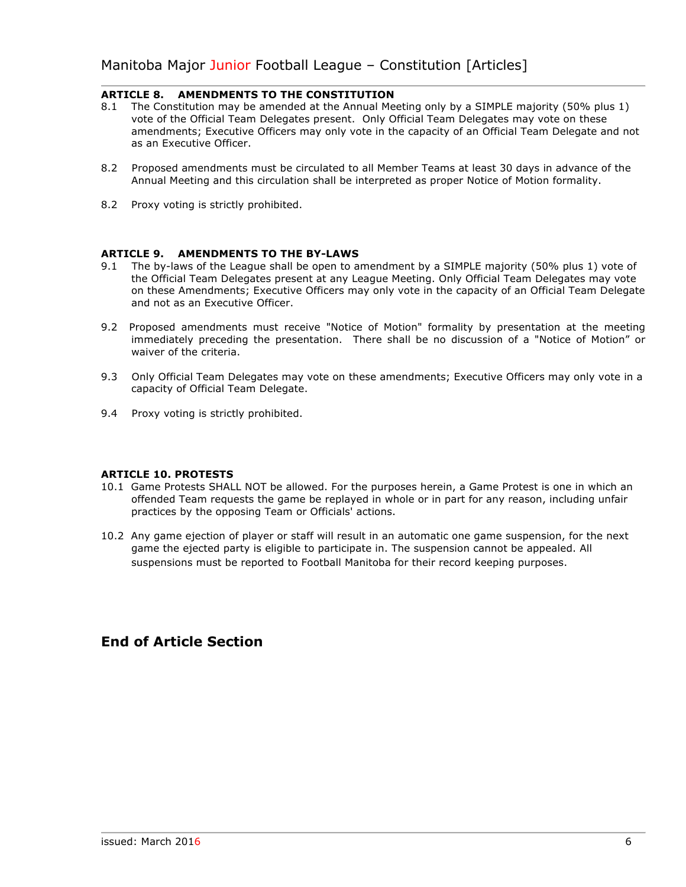**ARTICLE 8. AMENDMENTS TO THE CONSTITUTION**

8.1 The Constitution may be amended at the Annual Meeting only by a SIMPLE majority (50% plus 1) vote of the Official Team Delegates present. Only Official Team Delegates may vote on these amendments; Executive Officers may only vote in the capacity of an Official Team Delegate and not as an Executive Officer.

8.2 Proposed amendments must be circulated to all Member Teams at least 30 days in advance of the Annual Meeting and this circulation shall be interpreted as proper Notice of Motion formality.

8.2 Proxy voting is strictly prohibited.

**ARTICLE 9. AMENDMENTS TO THE BY-LAWS**

9.1 The by-laws of the League shall be open to amendment by a SIMPLE majority (50% plus 1) vote of the Official Team Delegates present at any League Meeting. Only Official Team Delegates may vote on these Amendments; Executive Officers may only vote in the capacity of an Official Team Delegate and not as an Executive Officer.

9.2 Proposed amendments must receive "Notice of Motion" formality by presentation at the meeting immediately preceding the presentation. There shall be no discussion of a "Notice of Motion" or waiver of the criteria.

9.3 Only Official Team Delegates may vote on these amendments; Executive Officers may only vote in a capacity of Official Team Delegate.

9.4 Proxy voting is strictly prohibited.

**ARTICLE 10. PROTESTS**

10.1 Game Protests SHALL NOT be allowed. For the purposes herein, a Game Protest is one in which an offended Team requests the game be replayed in whole or in part for any reason, including unfair practices by the opposing Team or Officials' actions.

10.2 Any game ejection of player or staff will result in an automatic one game suspension, for the next game the ejected party is eligible to participate in. The suspension cannot be appealed. All suspensions must be reported to Football Manitoba for their record keeping purposes.

## End of Article Section